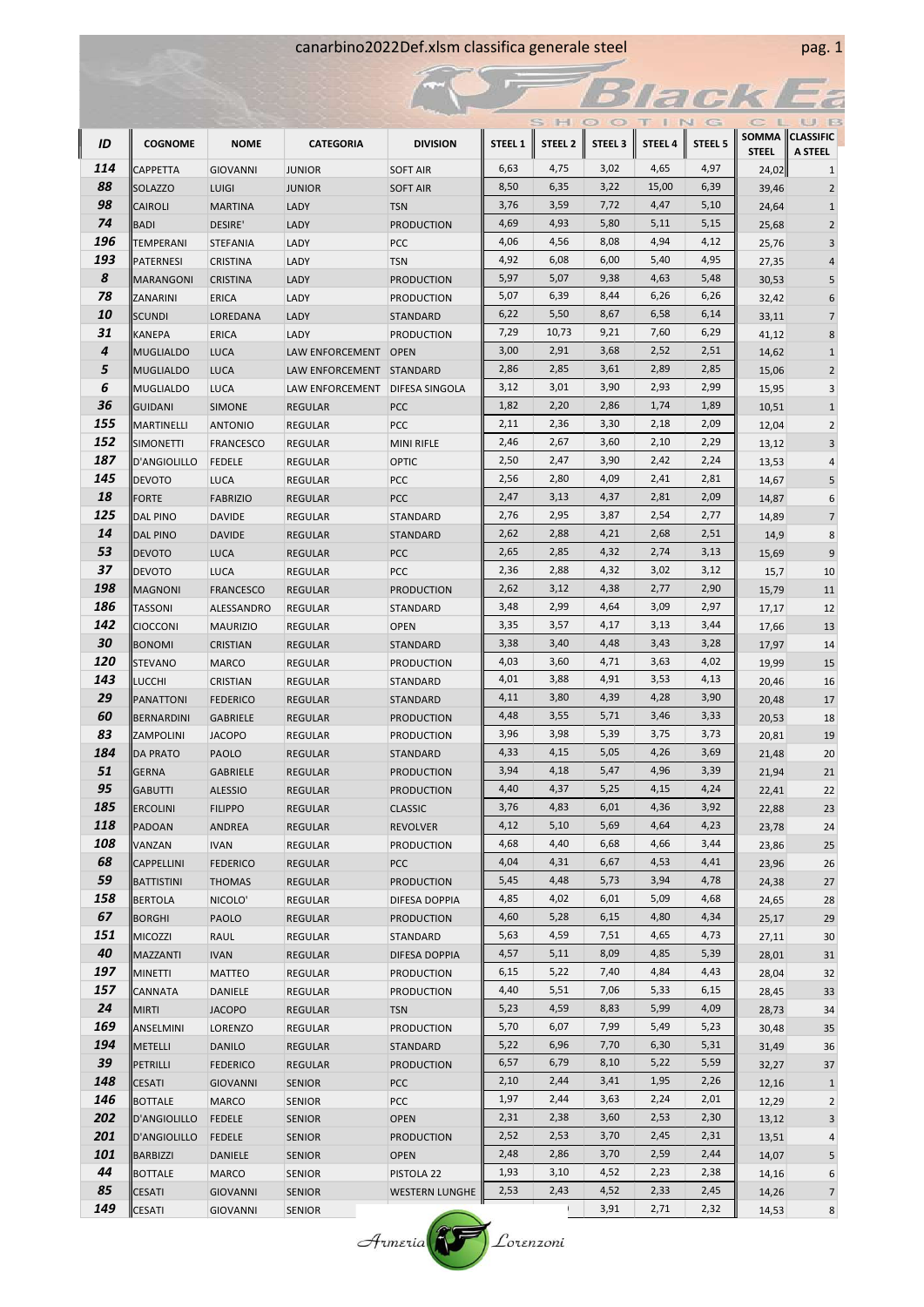canarbino2022Def.xlsm classifica generale steel

| ID | COGNOME | NOME | CATEGORIA | DIVISION | STEEL 1 | STEEL 2 | STEEL 3 | STEEL 4 | STEEL 5 | SOMMA STEEL | CLASSIFIC A STEEL |
|---|---|---|---|---|---|---|---|---|---|---|---|
| 114 | CAPPETTA | GIOVANNI | JUNIOR | SOFT AIR | 6,63 | 4,75 | 3,02 | 4,65 | 4,97 | 24,02 | 1 |
| 88 | SOLAZZO | LUIGI | JUNIOR | SOFT AIR | 8,50 | 6,35 | 3,22 | 15,00 | 6,39 | 39,46 | 2 |
| 98 | CAIROLI | MARTINA | LADY | TSN | 3,76 | 3,59 | 7,72 | 4,47 | 5,10 | 24,64 | 1 |
| 74 | BADI | DESIRE' | LADY | PRODUCTION | 4,69 | 4,93 | 5,80 | 5,11 | 5,15 | 25,68 | 2 |
| 196 | TEMPERANI | STEFANIA | LADY | PCC | 4,06 | 4,56 | 8,08 | 4,94 | 4,12 | 25,76 | 3 |
| 193 | PATERNESI | CRISTINA | LADY | TSN | 4,92 | 6,08 | 6,00 | 5,40 | 4,95 | 27,35 | 4 |
| 8 | MARANGONI | CRISTINA | LADY | PRODUCTION | 5,97 | 5,07 | 9,38 | 4,63 | 5,48 | 30,53 | 5 |
| 78 | ZANARINI | ERICA | LADY | PRODUCTION | 5,07 | 6,39 | 8,44 | 6,26 | 6,26 | 32,42 | 6 |
| 10 | SCUNDI | LOREDANA | LADY | STANDARD | 6,22 | 5,50 | 8,67 | 6,58 | 6,14 | 33,11 | 7 |
| 31 | KANEPA | ERICA | LADY | PRODUCTION | 7,29 | 10,73 | 9,21 | 7,60 | 6,29 | 41,12 | 8 |
| 4 | MUGLIALDO | LUCA | LAW ENFORCEMENT | OPEN | 3,00 | 2,91 | 3,68 | 2,52 | 2,51 | 14,62 | 1 |
| 5 | MUGLIALDO | LUCA | LAW ENFORCEMENT | STANDARD | 2,86 | 2,85 | 3,61 | 2,89 | 2,85 | 15,06 | 2 |
| 6 | MUGLIALDO | LUCA | LAW ENFORCEMENT | DIFESA SINGOLA | 3,12 | 3,01 | 3,90 | 2,93 | 2,99 | 15,95 | 3 |
| 36 | GUIDANI | SIMONE | REGULAR | PCC | 1,82 | 2,20 | 2,86 | 1,74 | 1,89 | 10,51 | 1 |
| 155 | MARTINELLI | ANTONIO | REGULAR | PCC | 2,11 | 2,36 | 3,30 | 2,18 | 2,09 | 12,04 | 2 |
| 152 | SIMONETTI | FRANCESCO | REGULAR | MINI RIFLE | 2,46 | 2,67 | 3,60 | 2,10 | 2,29 | 13,12 | 3 |
| 187 | D'ANGIOLILLO | FEDELE | REGULAR | OPTIC | 2,50 | 2,47 | 3,90 | 2,42 | 2,24 | 13,53 | 4 |
| 145 | DEVOTO | LUCA | REGULAR | PCC | 2,56 | 2,80 | 4,09 | 2,41 | 2,81 | 14,67 | 5 |
| 18 | FORTE | FABRIZIO | REGULAR | PCC | 2,47 | 3,13 | 4,37 | 2,81 | 2,09 | 14,87 | 6 |
| 125 | DAL PINO | DAVIDE | REGULAR | STANDARD | 2,76 | 2,95 | 3,87 | 2,54 | 2,77 | 14,89 | 7 |
| 14 | DAL PINO | DAVIDE | REGULAR | STANDARD | 2,62 | 2,88 | 4,21 | 2,68 | 2,51 | 14,9 | 8 |
| 53 | DEVOTO | LUCA | REGULAR | PCC | 2,65 | 2,85 | 4,32 | 2,74 | 3,13 | 15,69 | 9 |
| 37 | DEVOTO | LUCA | REGULAR | PCC | 2,36 | 2,88 | 4,32 | 3,02 | 3,12 | 15,7 | 10 |
| 198 | MAGNONI | FRANCESCO | REGULAR | PRODUCTION | 2,62 | 3,12 | 4,38 | 2,77 | 2,90 | 15,79 | 11 |
| 186 | TASSONI | ALESSANDRO | REGULAR | STANDARD | 3,48 | 2,99 | 4,64 | 3,09 | 2,97 | 17,17 | 12 |
| 142 | CIOCCONI | MAURIZIO | REGULAR | OPEN | 3,35 | 3,57 | 4,17 | 3,13 | 3,44 | 17,66 | 13 |
| 30 | BONOMI | CRISTIAN | REGULAR | STANDARD | 3,38 | 3,40 | 4,48 | 3,43 | 3,28 | 17,97 | 14 |
| 120 | STEVANO | MARCO | REGULAR | PRODUCTION | 4,03 | 3,60 | 4,71 | 3,63 | 4,02 | 19,99 | 15 |
| 143 | LUCCHI | CRISTIAN | REGULAR | STANDARD | 4,01 | 3,88 | 4,91 | 3,53 | 4,13 | 20,46 | 16 |
| 29 | PANATTONI | FEDERICO | REGULAR | STANDARD | 4,11 | 3,80 | 4,39 | 4,28 | 3,90 | 20,48 | 17 |
| 60 | BERNARDINI | GABRIELE | REGULAR | PRODUCTION | 4,48 | 3,55 | 5,71 | 3,46 | 3,33 | 20,53 | 18 |
| 83 | ZAMPOLINI | JACOPO | REGULAR | PRODUCTION | 3,96 | 3,98 | 5,39 | 3,75 | 3,73 | 20,81 | 19 |
| 184 | DA PRATO | PAOLO | REGULAR | STANDARD | 4,33 | 4,15 | 5,05 | 4,26 | 3,69 | 21,48 | 20 |
| 51 | GERNA | GABRIELE | REGULAR | PRODUCTION | 3,94 | 4,18 | 5,47 | 4,96 | 3,39 | 21,94 | 21 |
| 95 | GABUTTI | ALESSIO | REGULAR | PRODUCTION | 4,40 | 4,37 | 5,25 | 4,15 | 4,24 | 22,41 | 22 |
| 185 | ERCOLINI | FILIPPO | REGULAR | CLASSIC | 3,76 | 4,83 | 6,01 | 4,36 | 3,92 | 22,88 | 23 |
| 118 | PADOAN | ANDREA | REGULAR | REVOLVER | 4,12 | 5,10 | 5,69 | 4,64 | 4,23 | 23,78 | 24 |
| 108 | VANZAN | IVAN | REGULAR | PRODUCTION | 4,68 | 4,40 | 6,68 | 4,66 | 3,44 | 23,86 | 25 |
| 68 | CAPPELLINI | FEDERICO | REGULAR | PCC | 4,04 | 4,31 | 6,67 | 4,53 | 4,41 | 23,96 | 26 |
| 59 | BATTISTINI | THOMAS | REGULAR | PRODUCTION | 5,45 | 4,48 | 5,73 | 3,94 | 4,78 | 24,38 | 27 |
| 158 | BERTOLA | NICOLO' | REGULAR | DIFESA DOPPIA | 4,85 | 4,02 | 6,01 | 5,09 | 4,68 | 24,65 | 28 |
| 67 | BORGHI | PAOLO | REGULAR | PRODUCTION | 4,60 | 5,28 | 6,15 | 4,80 | 4,34 | 25,17 | 29 |
| 151 | MICOZZI | RAUL | REGULAR | STANDARD | 5,63 | 4,59 | 7,51 | 4,65 | 4,73 | 27,11 | 30 |
| 40 | MAZZANTI | IVAN | REGULAR | DIFESA DOPPIA | 4,57 | 5,11 | 8,09 | 4,85 | 5,39 | 28,01 | 31 |
| 197 | MINETTI | MATTEO | REGULAR | PRODUCTION | 6,15 | 5,22 | 7,40 | 4,84 | 4,43 | 28,04 | 32 |
| 157 | CANNATA | DANIELE | REGULAR | PRODUCTION | 4,40 | 5,51 | 7,06 | 5,33 | 6,15 | 28,45 | 33 |
| 24 | MIRTI | JACOPO | REGULAR | TSN | 5,23 | 4,59 | 8,83 | 5,99 | 4,09 | 28,73 | 34 |
| 169 | ANSELMINI | LORENZO | REGULAR | PRODUCTION | 5,70 | 6,07 | 7,99 | 5,49 | 5,23 | 30,48 | 35 |
| 194 | METELLI | DANILO | REGULAR | STANDARD | 5,22 | 6,96 | 7,70 | 6,30 | 5,31 | 31,49 | 36 |
| 39 | PETRILLI | FEDERICO | REGULAR | PRODUCTION | 6,57 | 6,79 | 8,10 | 5,22 | 5,59 | 32,27 | 37 |
| 148 | CESATI | GIOVANNI | SENIOR | PCC | 2,10 | 2,44 | 3,41 | 1,95 | 2,26 | 12,16 | 1 |
| 146 | BOTTALE | MARCO | SENIOR | PCC | 1,97 | 2,44 | 3,63 | 2,24 | 2,01 | 12,29 | 2 |
| 202 | D'ANGIOLILLO | FEDELE | SENIOR | OPEN | 2,31 | 2,38 | 3,60 | 2,53 | 2,30 | 13,12 | 3 |
| 201 | D'ANGIOLILLO | FEDELE | SENIOR | PRODUCTION | 2,52 | 2,53 | 3,70 | 2,45 | 2,31 | 13,51 | 4 |
| 101 | BARBIZZI | DANIELE | SENIOR | OPEN | 2,48 | 2,86 | 3,70 | 2,59 | 2,44 | 14,07 | 5 |
| 44 | BOTTALE | MARCO | SENIOR | PISTOLA 22 | 1,93 | 3,10 | 4,52 | 2,23 | 2,38 | 14,16 | 6 |
| 85 | CESATI | GIOVANNI | SENIOR | WESTERN LUNGHE | 2,53 | 2,43 | 4,52 | 2,33 | 2,45 | 14,26 | 7 |
| 149 | CESATI | GIOVANNI | SENIOR | | | | 3,91 | 2,71 | 2,32 | 14,53 | 8 |

Armeria Lorenzoni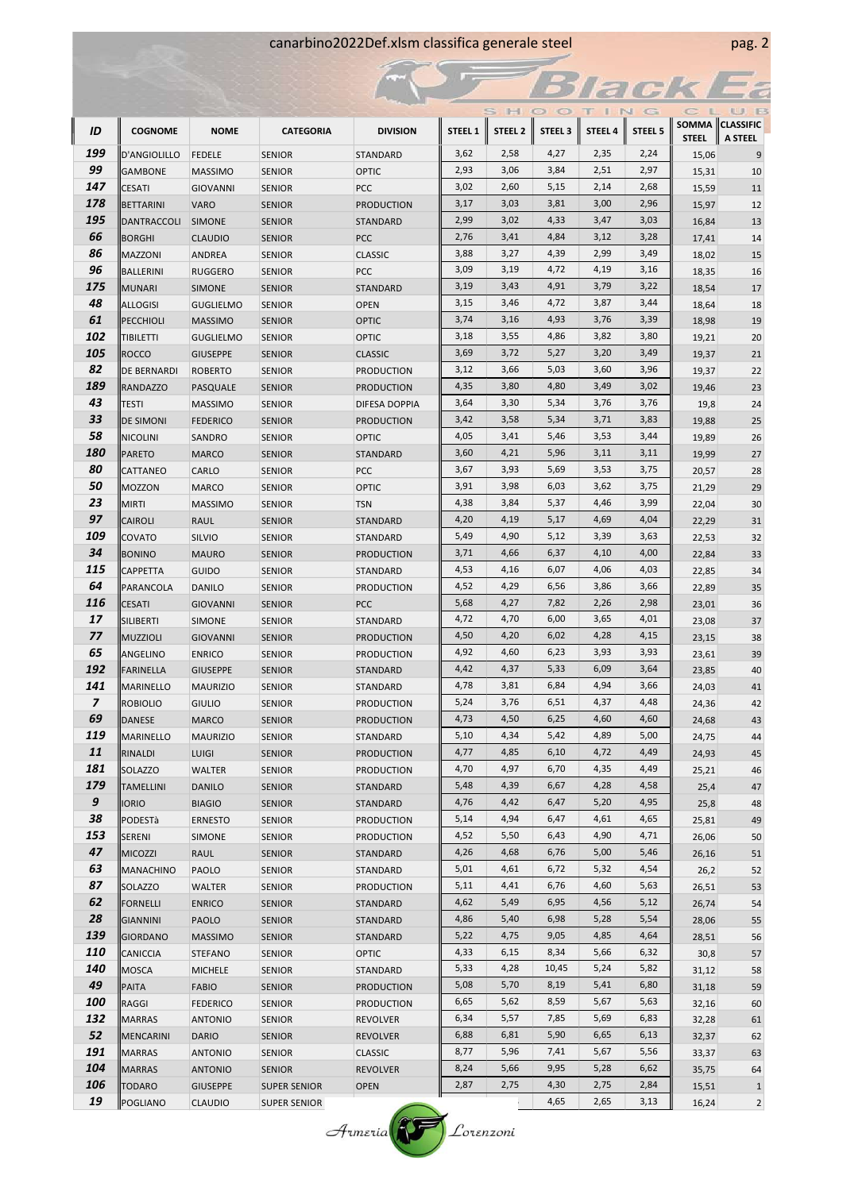| ID | COGNOME | NOME | CATEGORIA | DIVISION | STEEL 1 | STEEL 2 | STEEL 3 | STEEL 4 | STEEL 5 | SOMMA STEEL | CLASSIFICA STEEL |
|---|---|---|---|---|---|---|---|---|---|---|---|
| 199 | D'ANGIOLILLO | FEDELE | SENIOR | STANDARD | 3,62 | 2,58 | 4,27 | 2,35 | 2,24 | 15,06 | 9 |
| 99 | GAMBONE | MASSIMO | SENIOR | OPTIC | 2,93 | 3,06 | 3,84 | 2,51 | 2,97 | 15,31 | 10 |
| 147 | CESATI | GIOVANNI | SENIOR | PCC | 3,02 | 2,60 | 5,15 | 2,14 | 2,68 | 15,59 | 11 |
| 178 | BETTARINI | VARO | SENIOR | PRODUCTION | 3,17 | 3,03 | 3,81 | 3,00 | 2,96 | 15,97 | 12 |
| 195 | DANTRACCOLI | SIMONE | SENIOR | STANDARD | 2,99 | 3,02 | 4,33 | 3,47 | 3,03 | 16,84 | 13 |
| 66 | BORGHI | CLAUDIO | SENIOR | PCC | 2,76 | 3,41 | 4,84 | 3,12 | 3,28 | 17,41 | 14 |
| 86 | MAZZONI | ANDREA | SENIOR | CLASSIC | 3,88 | 3,27 | 4,39 | 2,99 | 3,49 | 18,02 | 15 |
| 96 | BALLERINI | RUGGERO | SENIOR | PCC | 3,09 | 3,19 | 4,72 | 4,19 | 3,16 | 18,35 | 16 |
| 175 | MUNARI | SIMONE | SENIOR | STANDARD | 3,19 | 3,43 | 4,91 | 3,79 | 3,22 | 18,54 | 17 |
| 48 | ALLOGISI | GUGLIELMO | SENIOR | OPEN | 3,15 | 3,46 | 4,72 | 3,87 | 3,44 | 18,64 | 18 |
| 61 | PECCHIOLI | MASSIMO | SENIOR | OPTIC | 3,74 | 3,16 | 4,93 | 3,76 | 3,39 | 18,98 | 19 |
| 102 | TIBILETTI | GUGLIELMO | SENIOR | OPTIC | 3,18 | 3,55 | 4,86 | 3,82 | 3,80 | 19,21 | 20 |
| 105 | ROCCO | GIUSEPPE | SENIOR | CLASSIC | 3,69 | 3,72 | 5,27 | 3,20 | 3,49 | 19,37 | 21 |
| 82 | DE BERNARDI | ROBERTO | SENIOR | PRODUCTION | 3,12 | 3,66 | 5,03 | 3,60 | 3,96 | 19,37 | 22 |
| 189 | RANDAZZO | PASQUALE | SENIOR | PRODUCTION | 4,35 | 3,80 | 4,80 | 3,49 | 3,02 | 19,46 | 23 |
| 43 | TESTI | MASSIMO | SENIOR | DIFESA DOPPIA | 3,64 | 3,30 | 5,34 | 3,76 | 3,76 | 19,8 | 24 |
| 33 | DE SIMONI | FEDERICO | SENIOR | PRODUCTION | 3,42 | 3,58 | 5,34 | 3,71 | 3,83 | 19,88 | 25 |
| 58 | NICOLINI | SANDRO | SENIOR | OPTIC | 4,05 | 3,41 | 5,46 | 3,53 | 3,44 | 19,89 | 26 |
| 180 | PARETO | MARCO | SENIOR | STANDARD | 3,60 | 4,21 | 5,96 | 3,11 | 3,11 | 19,99 | 27 |
| 80 | CATTANEO | CARLO | SENIOR | PCC | 3,67 | 3,93 | 5,69 | 3,53 | 3,75 | 20,57 | 28 |
| 50 | MOZZON | MARCO | SENIOR | OPTIC | 3,91 | 3,98 | 6,03 | 3,62 | 3,75 | 21,29 | 29 |
| 23 | MIRTI | MASSIMO | SENIOR | TSN | 4,38 | 3,84 | 5,37 | 4,46 | 3,99 | 22,04 | 30 |
| 97 | CAIROLI | RAUL | SENIOR | STANDARD | 4,20 | 4,19 | 5,17 | 4,69 | 4,04 | 22,29 | 31 |
| 109 | COVATO | SILVIO | SENIOR | STANDARD | 5,49 | 4,90 | 5,12 | 3,39 | 3,63 | 22,53 | 32 |
| 34 | BONINO | MAURO | SENIOR | PRODUCTION | 3,71 | 4,66 | 6,37 | 4,10 | 4,00 | 22,84 | 33 |
| 115 | CAPPETTA | GUIDO | SENIOR | STANDARD | 4,53 | 4,16 | 6,07 | 4,06 | 4,03 | 22,85 | 34 |
| 64 | PARANCOLA | DANILO | SENIOR | PRODUCTION | 4,52 | 4,29 | 6,56 | 3,86 | 3,66 | 22,89 | 35 |
| 116 | CESATI | GIOVANNI | SENIOR | PCC | 5,68 | 4,27 | 7,82 | 2,26 | 2,98 | 23,01 | 36 |
| 17 | SILIBERTI | SIMONE | SENIOR | STANDARD | 4,72 | 4,70 | 6,00 | 3,65 | 4,01 | 23,08 | 37 |
| 77 | MUZZIOLI | GIOVANNI | SENIOR | PRODUCTION | 4,50 | 4,20 | 6,02 | 4,28 | 4,15 | 23,15 | 38 |
| 65 | ANGELINO | ENRICO | SENIOR | PRODUCTION | 4,92 | 4,60 | 6,23 | 3,93 | 3,93 | 23,61 | 39 |
| 192 | FARINELLA | GIUSEPPE | SENIOR | STANDARD | 4,42 | 4,37 | 5,33 | 6,09 | 3,64 | 23,85 | 40 |
| 141 | MARINELLO | MAURIZIO | SENIOR | STANDARD | 4,78 | 3,81 | 6,84 | 4,94 | 3,66 | 24,03 | 41 |
| 7 | ROBIOLIO | GIULIO | SENIOR | PRODUCTION | 5,24 | 3,76 | 6,51 | 4,37 | 4,48 | 24,36 | 42 |
| 69 | DANESE | MARCO | SENIOR | PRODUCTION | 4,73 | 4,50 | 6,25 | 4,60 | 4,60 | 24,68 | 43 |
| 119 | MARINELLO | MAURIZIO | SENIOR | STANDARD | 5,10 | 4,34 | 5,42 | 4,89 | 5,00 | 24,75 | 44 |
| 11 | RINALDI | LUIGI | SENIOR | PRODUCTION | 4,77 | 4,85 | 6,10 | 4,72 | 4,49 | 24,93 | 45 |
| 181 | SOLAZZO | WALTER | SENIOR | PRODUCTION | 4,70 | 4,97 | 6,70 | 4,35 | 4,49 | 25,21 | 46 |
| 179 | TAMELLINI | DANILO | SENIOR | STANDARD | 5,48 | 4,39 | 6,67 | 4,28 | 4,58 | 25,4 | 47 |
| 9 | IORIO | BIAGIO | SENIOR | STANDARD | 4,76 | 4,42 | 6,47 | 5,20 | 4,95 | 25,8 | 48 |
| 38 | PODESTà | ERNESTO | SENIOR | PRODUCTION | 5,14 | 4,94 | 6,47 | 4,61 | 4,65 | 25,81 | 49 |
| 153 | SERENI | SIMONE | SENIOR | PRODUCTION | 4,52 | 5,50 | 6,43 | 4,90 | 4,71 | 26,06 | 50 |
| 47 | MICOZZI | RAUL | SENIOR | STANDARD | 4,26 | 4,68 | 6,76 | 5,00 | 5,46 | 26,16 | 51 |
| 63 | MANACHINO | PAOLO | SENIOR | STANDARD | 5,01 | 4,61 | 6,72 | 5,32 | 4,54 | 26,2 | 52 |
| 87 | SOLAZZO | WALTER | SENIOR | PRODUCTION | 5,11 | 4,41 | 6,76 | 4,60 | 5,63 | 26,51 | 53 |
| 62 | FORNELLI | ENRICO | SENIOR | STANDARD | 4,62 | 5,49 | 6,95 | 4,56 | 5,12 | 26,74 | 54 |
| 28 | GIANNINI | PAOLO | SENIOR | STANDARD | 4,86 | 5,40 | 6,98 | 5,28 | 5,54 | 28,06 | 55 |
| 139 | GIORDANO | MASSIMO | SENIOR | STANDARD | 5,22 | 4,75 | 9,05 | 4,85 | 4,64 | 28,51 | 56 |
| 110 | CANICCIA | STEFANO | SENIOR | OPTIC | 4,33 | 6,15 | 8,34 | 5,66 | 6,32 | 30,8 | 57 |
| 140 | MOSCA | MICHELE | SENIOR | STANDARD | 5,33 | 4,28 | 10,45 | 5,24 | 5,82 | 31,12 | 58 |
| 49 | PAITA | FABIO | SENIOR | PRODUCTION | 5,08 | 5,70 | 8,19 | 5,41 | 6,80 | 31,18 | 59 |
| 100 | RAGGI | FEDERICO | SENIOR | PRODUCTION | 6,65 | 5,62 | 8,59 | 5,67 | 5,63 | 32,16 | 60 |
| 132 | MARRAS | ANTONIO | SENIOR | REVOLVER | 6,34 | 5,57 | 7,85 | 5,69 | 6,83 | 32,28 | 61 |
| 52 | MENCARINI | DARIO | SENIOR | REVOLVER | 6,88 | 6,81 | 5,90 | 6,65 | 6,13 | 32,37 | 62 |
| 191 | MARRAS | ANTONIO | SENIOR | CLASSIC | 8,77 | 5,96 | 7,41 | 5,67 | 5,56 | 33,37 | 63 |
| 104 | MARRAS | ANTONIO | SENIOR | REVOLVER | 8,24 | 5,66 | 9,95 | 5,28 | 6,62 | 35,75 | 64 |
| 106 | TODARO | GIUSEPPE | SUPER SENIOR | OPEN | 2,87 | 2,75 | 4,30 | 2,75 | 2,84 | 15,51 | 1 |
| 19 | POGLIANO | CLAUDIO | SUPER SENIOR | | | | 4,65 | 2,65 | 3,13 | 16,24 | 2 |

Armeria Lorenzoni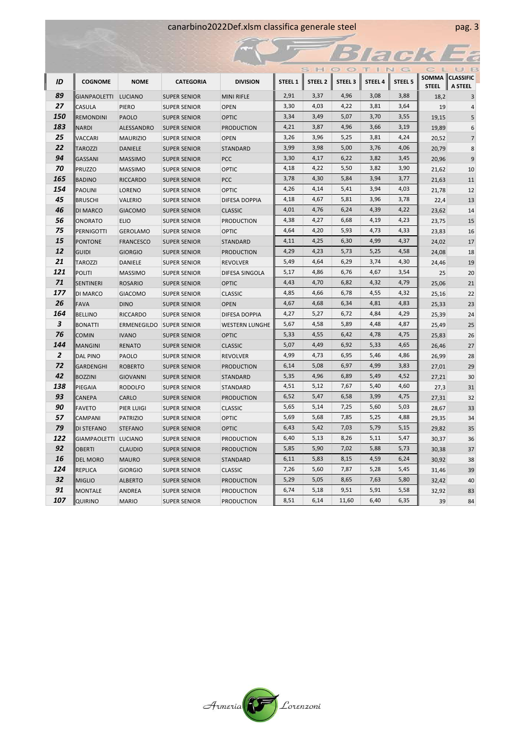canarbino2022Def.xlsm classifica generale steel

| ID | COGNOME | NOME | CATEGORIA | DIVISION | STEEL 1 | STEEL 2 | STEEL 3 | STEEL 4 | STEEL 5 | SOMMA STEEL | CLASSIFICA STEEL |
|---|---|---|---|---|---|---|---|---|---|---|---|
| 89 | GIANPAOLETTI | LUCIANO | SUPER SENIOR | MINI RIFLE | 2,91 | 3,37 | 4,96 | 3,08 | 3,88 | 18,2 | 3 |
| 27 | CASULA | PIERO | SUPER SENIOR | OPEN | 3,30 | 4,03 | 4,22 | 3,81 | 3,64 | 19 | 4 |
| 150 | REMONDINI | PAOLO | SUPER SENIOR | OPTIC | 3,34 | 3,49 | 5,07 | 3,70 | 3,55 | 19,15 | 5 |
| 183 | NARDI | ALESSANDRO | SUPER SENIOR | PRODUCTION | 4,21 | 3,87 | 4,96 | 3,66 | 3,19 | 19,89 | 6 |
| 25 | VACCARI | MAURIZIO | SUPER SENIOR | OPEN | 3,26 | 3,96 | 5,25 | 3,81 | 4,24 | 20,52 | 7 |
| 22 | TAROZZI | DANIELE | SUPER SENIOR | STANDARD | 3,99 | 3,98 | 5,00 | 3,76 | 4,06 | 20,79 | 8 |
| 94 | GASSANI | MASSIMO | SUPER SENIOR | PCC | 3,30 | 4,17 | 6,22 | 3,82 | 3,45 | 20,96 | 9 |
| 70 | PRUZZO | MASSIMO | SUPER SENIOR | OPTIC | 4,18 | 4,22 | 5,50 | 3,82 | 3,90 | 21,62 | 10 |
| 165 | BADINO | RICCARDO | SUPER SENIOR | PCC | 3,78 | 4,30 | 5,84 | 3,94 | 3,77 | 21,63 | 11 |
| 154 | PAOLINI | LORENO | SUPER SENIOR | OPTIC | 4,26 | 4,14 | 5,41 | 3,94 | 4,03 | 21,78 | 12 |
| 45 | BRUSCHI | VALERIO | SUPER SENIOR | DIFESA DOPPIA | 4,18 | 4,67 | 5,81 | 3,96 | 3,78 | 22,4 | 13 |
| 46 | DI MARCO | GIACOMO | SUPER SENIOR | CLASSIC | 4,01 | 4,76 | 6,24 | 4,39 | 4,22 | 23,62 | 14 |
| 56 | ONORATO | ELIO | SUPER SENIOR | PRODUCTION | 4,38 | 4,27 | 6,68 | 4,19 | 4,23 | 23,75 | 15 |
| 75 | PERNIGOTTI | GEROLAMO | SUPER SENIOR | OPTIC | 4,64 | 4,20 | 5,93 | 4,73 | 4,33 | 23,83 | 16 |
| 15 | PONTONE | FRANCESCO | SUPER SENIOR | STANDARD | 4,11 | 4,25 | 6,30 | 4,99 | 4,37 | 24,02 | 17 |
| 12 | GUIDI | GIORGIO | SUPER SENIOR | PRODUCTION | 4,29 | 4,23 | 5,73 | 5,25 | 4,58 | 24,08 | 18 |
| 21 | TAROZZI | DANIELE | SUPER SENIOR | REVOLVER | 5,49 | 4,64 | 6,29 | 3,74 | 4,30 | 24,46 | 19 |
| 121 | POLITI | MASSIMO | SUPER SENIOR | DIFESA SINGOLA | 5,17 | 4,86 | 6,76 | 4,67 | 3,54 | 25 | 20 |
| 71 | SENTINERI | ROSARIO | SUPER SENIOR | OPTIC | 4,43 | 4,70 | 6,82 | 4,32 | 4,79 | 25,06 | 21 |
| 177 | DI MARCO | GIACOMO | SUPER SENIOR | CLASSIC | 4,85 | 4,66 | 6,78 | 4,55 | 4,32 | 25,16 | 22 |
| 26 | FAVA | DINO | SUPER SENIOR | OPEN | 4,67 | 4,68 | 6,34 | 4,81 | 4,83 | 25,33 | 23 |
| 164 | BELLINO | RICCARDO | SUPER SENIOR | DIFESA DOPPIA | 4,27 | 5,27 | 6,72 | 4,84 | 4,29 | 25,39 | 24 |
| 3 | BONATTI | ERMENEGILDO | SUPER SENIOR | WESTERN LUNGHE | 5,67 | 4,58 | 5,89 | 4,48 | 4,87 | 25,49 | 25 |
| 76 | COMIN | IVANO | SUPER SENIOR | OPTIC | 5,33 | 4,55 | 6,42 | 4,78 | 4,75 | 25,83 | 26 |
| 144 | MANGINI | RENATO | SUPER SENIOR | CLASSIC | 5,07 | 4,49 | 6,92 | 5,33 | 4,65 | 26,46 | 27 |
| 2 | DAL PINO | PAOLO | SUPER SENIOR | REVOLVER | 4,99 | 4,73 | 6,95 | 5,46 | 4,86 | 26,99 | 28 |
| 72 | GARDENGHI | ROBERTO | SUPER SENIOR | PRODUCTION | 6,14 | 5,08 | 6,97 | 4,99 | 3,83 | 27,01 | 29 |
| 42 | BOZZINI | GIOVANNI | SUPER SENIOR | STANDARD | 5,35 | 4,96 | 6,89 | 5,49 | 4,52 | 27,21 | 30 |
| 138 | PIEGAIA | RODOLFO | SUPER SENIOR | STANDARD | 4,51 | 5,12 | 7,67 | 5,40 | 4,60 | 27,3 | 31 |
| 93 | CANEPA | CARLO | SUPER SENIOR | PRODUCTION | 6,52 | 5,47 | 6,58 | 3,99 | 4,75 | 27,31 | 32 |
| 90 | FAVETO | PIER LUIGI | SUPER SENIOR | CLASSIC | 5,65 | 5,14 | 7,25 | 5,60 | 5,03 | 28,67 | 33 |
| 57 | CAMPANI | PATRIZIO | SUPER SENIOR | OPTIC | 5,69 | 5,68 | 7,85 | 5,25 | 4,88 | 29,35 | 34 |
| 79 | DI STEFANO | STEFANO | SUPER SENIOR | OPTIC | 6,43 | 5,42 | 7,03 | 5,79 | 5,15 | 29,82 | 35 |
| 122 | GIAMPAOLETTI | LUCIANO | SUPER SENIOR | PRODUCTION | 6,40 | 5,13 | 8,26 | 5,11 | 5,47 | 30,37 | 36 |
| 92 | OBERTI | CLAUDIO | SUPER SENIOR | PRODUCTION | 5,85 | 5,90 | 7,02 | 5,88 | 5,73 | 30,38 | 37 |
| 16 | DEL MORO | MAURO | SUPER SENIOR | STANDARD | 6,11 | 5,83 | 8,15 | 4,59 | 6,24 | 30,92 | 38 |
| 124 | REPLICA | GIORGIO | SUPER SENIOR | CLASSIC | 7,26 | 5,60 | 7,87 | 5,28 | 5,45 | 31,46 | 39 |
| 32 | MIGLIO | ALBERTO | SUPER SENIOR | PRODUCTION | 5,29 | 5,05 | 8,65 | 7,63 | 5,80 | 32,42 | 40 |
| 91 | MONTALE | ANDREA | SUPER SENIOR | PRODUCTION | 6,74 | 5,18 | 9,51 | 5,91 | 5,58 | 32,92 | 83 |
| 107 | QUIRINO | MARIO | SUPER SENIOR | PRODUCTION | 8,51 | 6,14 | 11,60 | 6,40 | 6,35 | 39 | 84 |